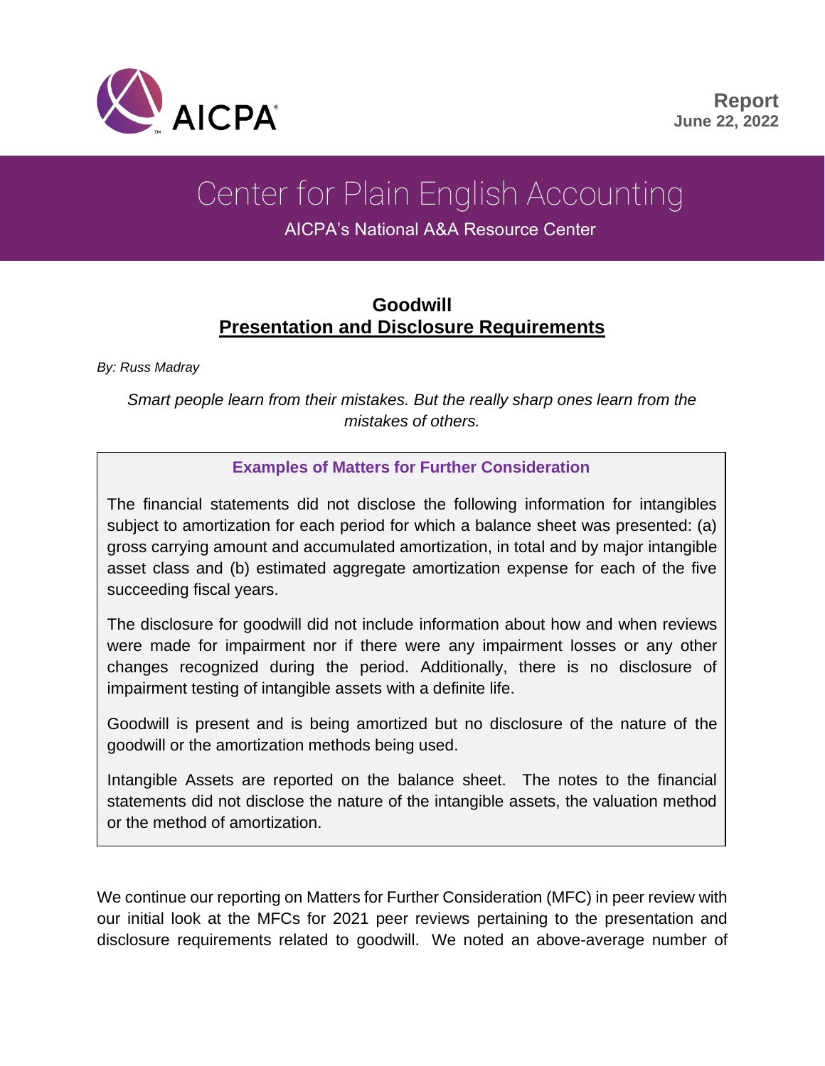AICPA

**Report**
**June 22, 2022**

# Center for Plain English Accounting

AICPA's National A&A Resource Center

## Goodwill
## Presentation and Disclosure Requirements

*By: Russ Madray*

*Smart people learn from their mistakes. But the really sharp ones learn from the mistakes of others.*

> **Examples of Matters for Further Consideration**
>
> The financial statements did not disclose the following information for intangibles subject to amortization for each period for which a balance sheet was presented: (a) gross carrying amount and accumulated amortization, in total and by major intangible asset class and (b) estimated aggregate amortization expense for each of the five succeeding fiscal years.
>
> The disclosure for goodwill did not include information about how and when reviews were made for impairment nor if there were any impairment losses or any other changes recognized during the period. Additionally, there is no disclosure of impairment testing of intangible assets with a definite life.
>
> Goodwill is present and is being amortized but no disclosure of the nature of the goodwill or the amortization methods being used.
>
> Intangible Assets are reported on the balance sheet. The notes to the financial statements did not disclose the nature of the intangible assets, the valuation method or the method of amortization.

We continue our reporting on Matters for Further Consideration (MFC) in peer review with our initial look at the MFCs for 2021 peer reviews pertaining to the presentation and disclosure requirements related to goodwill. We noted an above-average number of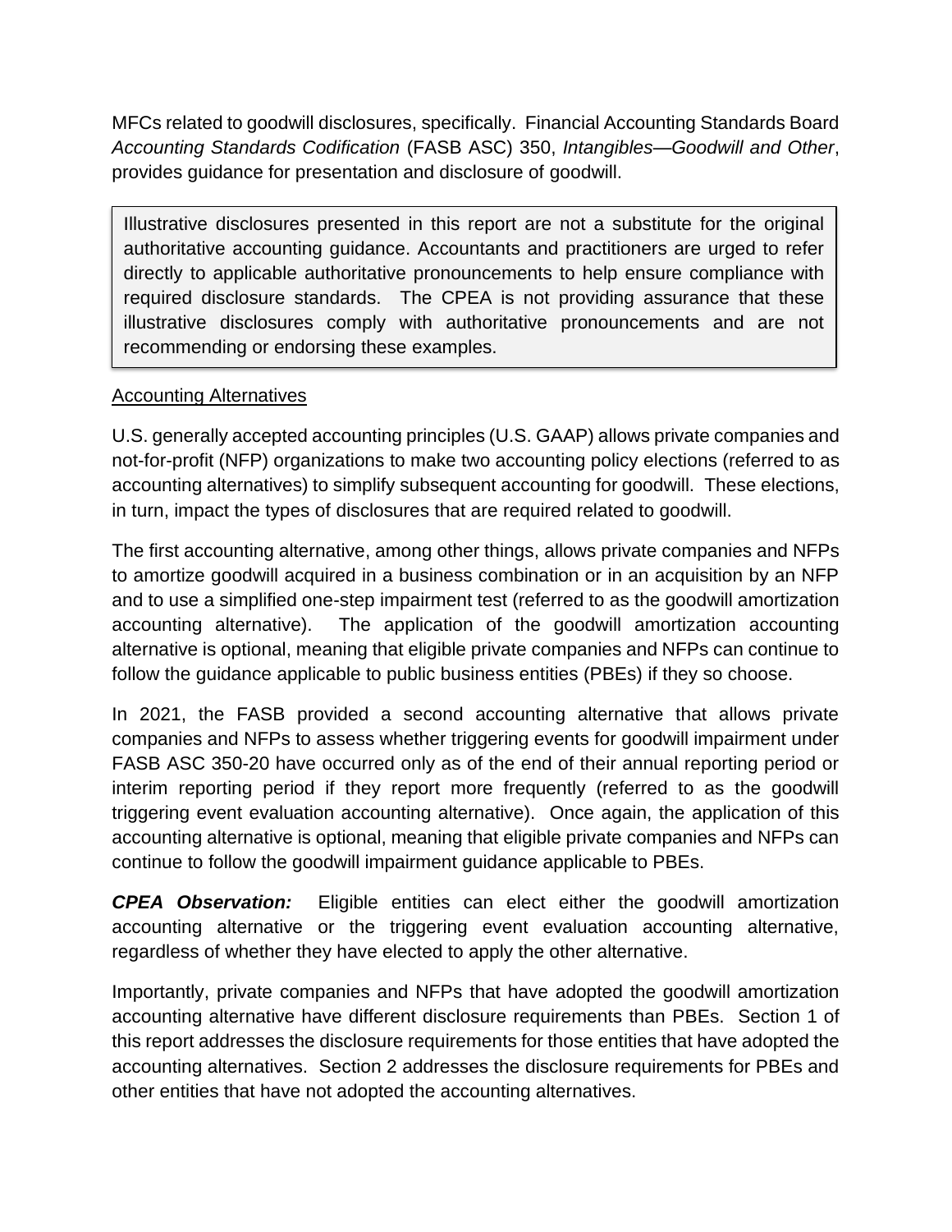MFCs related to goodwill disclosures, specifically. Financial Accounting Standards Board *Accounting Standards Codification* (FASB ASC) 350, *Intangibles—Goodwill and Other*, provides guidance for presentation and disclosure of goodwill.

> Illustrative disclosures presented in this report are not a substitute for the original authoritative accounting guidance. Accountants and practitioners are urged to refer directly to applicable authoritative pronouncements to help ensure compliance with required disclosure standards. The CPEA is not providing assurance that these illustrative disclosures comply with authoritative pronouncements and are not recommending or endorsing these examples.

<u>Accounting Alternatives</u>

U.S. generally accepted accounting principles (U.S. GAAP) allows private companies and not-for-profit (NFP) organizations to make two accounting policy elections (referred to as accounting alternatives) to simplify subsequent accounting for goodwill. These elections, in turn, impact the types of disclosures that are required related to goodwill.

The first accounting alternative, among other things, allows private companies and NFPs to amortize goodwill acquired in a business combination or in an acquisition by an NFP and to use a simplified one-step impairment test (referred to as the goodwill amortization accounting alternative). The application of the goodwill amortization accounting alternative is optional, meaning that eligible private companies and NFPs can continue to follow the guidance applicable to public business entities (PBEs) if they so choose.

In 2021, the FASB provided a second accounting alternative that allows private companies and NFPs to assess whether triggering events for goodwill impairment under FASB ASC 350-20 have occurred only as of the end of their annual reporting period or interim reporting period if they report more frequently (referred to as the goodwill triggering event evaluation accounting alternative). Once again, the application of this accounting alternative is optional, meaning that eligible private companies and NFPs can continue to follow the goodwill impairment guidance applicable to PBEs.

***CPEA Observation:*** Eligible entities can elect either the goodwill amortization accounting alternative or the triggering event evaluation accounting alternative, regardless of whether they have elected to apply the other alternative.

Importantly, private companies and NFPs that have adopted the goodwill amortization accounting alternative have different disclosure requirements than PBEs. Section 1 of this report addresses the disclosure requirements for those entities that have adopted the accounting alternatives. Section 2 addresses the disclosure requirements for PBEs and other entities that have not adopted the accounting alternatives.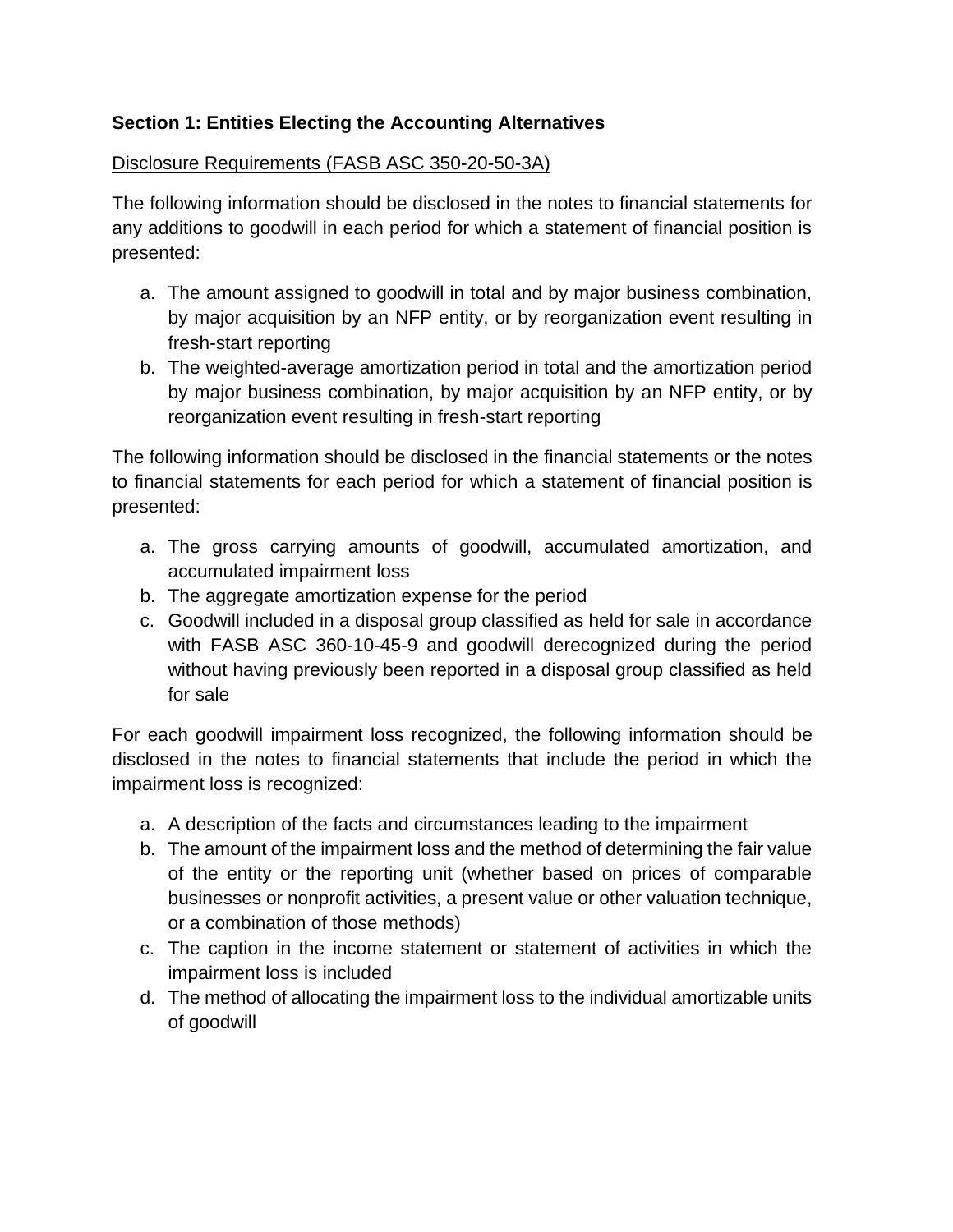**Section 1: Entities Electing the Accounting Alternatives**

Disclosure Requirements (FASB ASC 350-20-50-3A)

The following information should be disclosed in the notes to financial statements for any additions to goodwill in each period for which a statement of financial position is presented:

a. The amount assigned to goodwill in total and by major business combination, by major acquisition by an NFP entity, or by reorganization event resulting in fresh-start reporting
b. The weighted-average amortization period in total and the amortization period by major business combination, by major acquisition by an NFP entity, or by reorganization event resulting in fresh-start reporting

The following information should be disclosed in the financial statements or the notes to financial statements for each period for which a statement of financial position is presented:

a. The gross carrying amounts of goodwill, accumulated amortization, and accumulated impairment loss
b. The aggregate amortization expense for the period
c. Goodwill included in a disposal group classified as held for sale in accordance with FASB ASC 360-10-45-9 and goodwill derecognized during the period without having previously been reported in a disposal group classified as held for sale

For each goodwill impairment loss recognized, the following information should be disclosed in the notes to financial statements that include the period in which the impairment loss is recognized:

a. A description of the facts and circumstances leading to the impairment
b. The amount of the impairment loss and the method of determining the fair value of the entity or the reporting unit (whether based on prices of comparable businesses or nonprofit activities, a present value or other valuation technique, or a combination of those methods)
c. The caption in the income statement or statement of activities in which the impairment loss is included
d. The method of allocating the impairment loss to the individual amortizable units of goodwill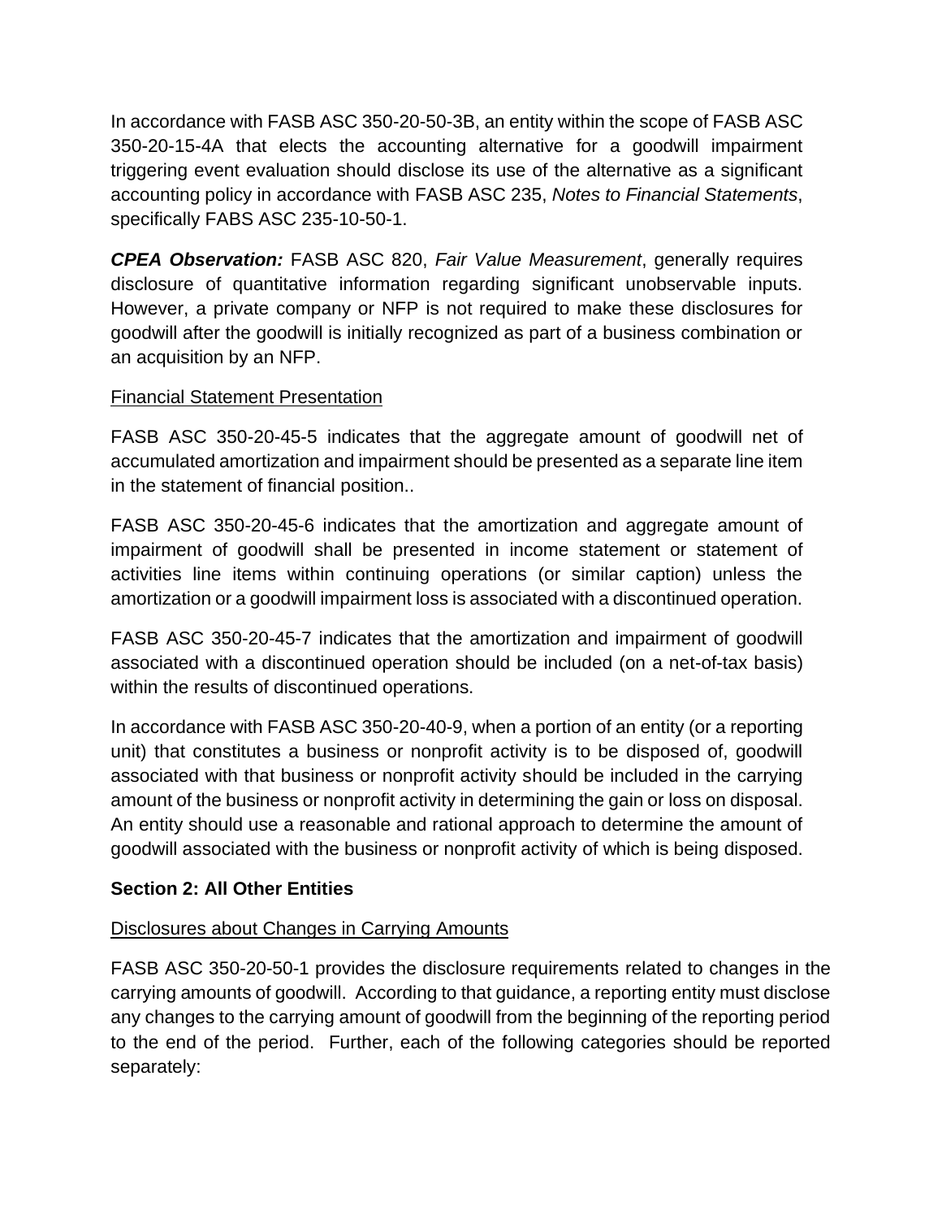In accordance with FASB ASC 350-20-50-3B, an entity within the scope of FASB ASC 350-20-15-4A that elects the accounting alternative for a goodwill impairment triggering event evaluation should disclose its use of the alternative as a significant accounting policy in accordance with FASB ASC 235, *Notes to Financial Statements*, specifically FABS ASC 235-10-50-1.

***CPEA Observation:*** FASB ASC 820, *Fair Value Measurement*, generally requires disclosure of quantitative information regarding significant unobservable inputs. However, a private company or NFP is not required to make these disclosures for goodwill after the goodwill is initially recognized as part of a business combination or an acquisition by an NFP.

<u>Financial Statement Presentation</u>

FASB ASC 350-20-45-5 indicates that the aggregate amount of goodwill net of accumulated amortization and impairment should be presented as a separate line item in the statement of financial position..

FASB ASC 350-20-45-6 indicates that the amortization and aggregate amount of impairment of goodwill shall be presented in income statement or statement of activities line items within continuing operations (or similar caption) unless the amortization or a goodwill impairment loss is associated with a discontinued operation.

FASB ASC 350-20-45-7 indicates that the amortization and impairment of goodwill associated with a discontinued operation should be included (on a net-of-tax basis) within the results of discontinued operations.

In accordance with FASB ASC 350-20-40-9, when a portion of an entity (or a reporting unit) that constitutes a business or nonprofit activity is to be disposed of, goodwill associated with that business or nonprofit activity should be included in the carrying amount of the business or nonprofit activity in determining the gain or loss on disposal. An entity should use a reasonable and rational approach to determine the amount of goodwill associated with the business or nonprofit activity of which is being disposed.

**Section 2: All Other Entities**

<u>Disclosures about Changes in Carrying Amounts</u>

FASB ASC 350-20-50-1 provides the disclosure requirements related to changes in the carrying amounts of goodwill. According to that guidance, a reporting entity must disclose any changes to the carrying amount of goodwill from the beginning of the reporting period to the end of the period. Further, each of the following categories should be reported separately: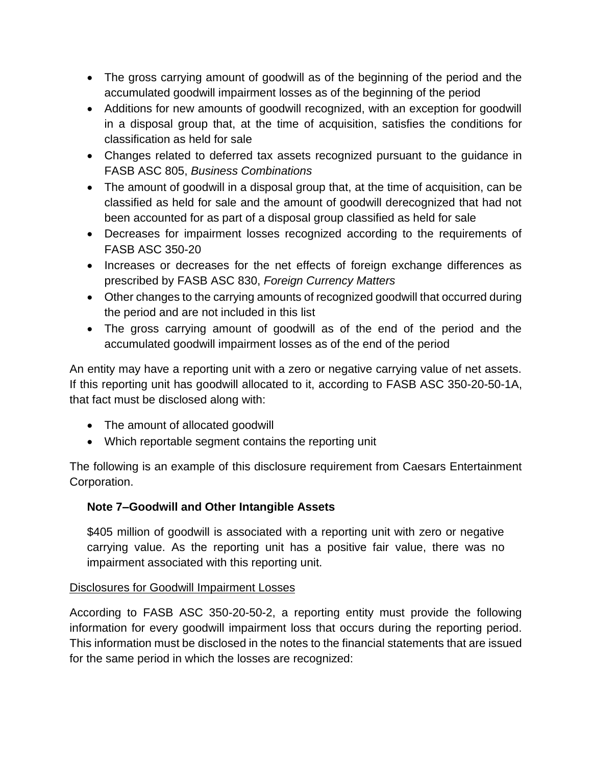- The gross carrying amount of goodwill as of the beginning of the period and the accumulated goodwill impairment losses as of the beginning of the period
- Additions for new amounts of goodwill recognized, with an exception for goodwill in a disposal group that, at the time of acquisition, satisfies the conditions for classification as held for sale
- Changes related to deferred tax assets recognized pursuant to the guidance in FASB ASC 805, *Business Combinations*
- The amount of goodwill in a disposal group that, at the time of acquisition, can be classified as held for sale and the amount of goodwill derecognized that had not been accounted for as part of a disposal group classified as held for sale
- Decreases for impairment losses recognized according to the requirements of FASB ASC 350-20
- Increases or decreases for the net effects of foreign exchange differences as prescribed by FASB ASC 830, *Foreign Currency Matters*
- Other changes to the carrying amounts of recognized goodwill that occurred during the period and are not included in this list
- The gross carrying amount of goodwill as of the end of the period and the accumulated goodwill impairment losses as of the end of the period

An entity may have a reporting unit with a zero or negative carrying value of net assets. If this reporting unit has goodwill allocated to it, according to FASB ASC 350-20-50-1A, that fact must be disclosed along with:

- The amount of allocated goodwill
- Which reportable segment contains the reporting unit

The following is an example of this disclosure requirement from Caesars Entertainment Corporation.

> **Note 7–Goodwill and Other Intangible Assets**
>
> $405 million of goodwill is associated with a reporting unit with zero or negative carrying value. As the reporting unit has a positive fair value, there was no impairment associated with this reporting unit.

<u>Disclosures for Goodwill Impairment Losses</u>

According to FASB ASC 350-20-50-2, a reporting entity must provide the following information for every goodwill impairment loss that occurs during the reporting period. This information must be disclosed in the notes to the financial statements that are issued for the same period in which the losses are recognized: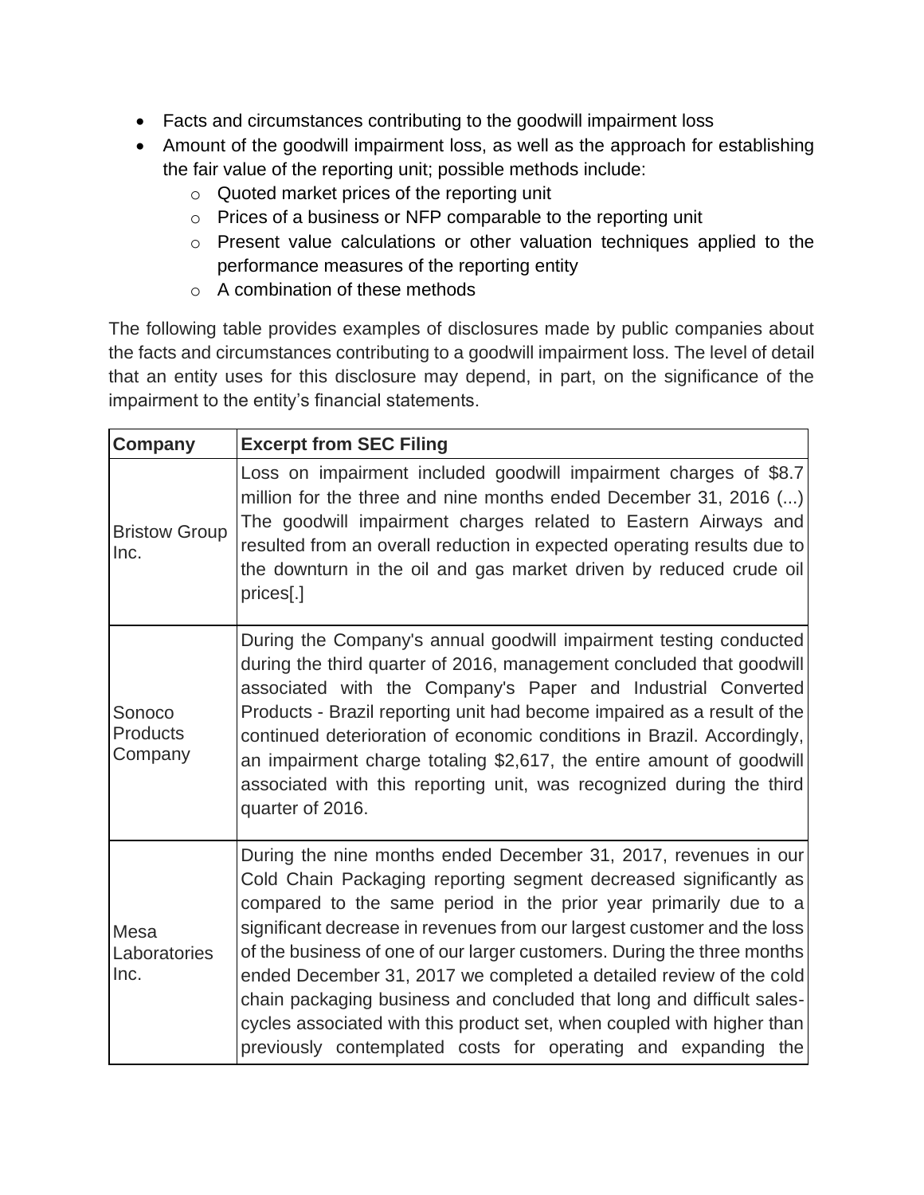- Facts and circumstances contributing to the goodwill impairment loss
- Amount of the goodwill impairment loss, as well as the approach for establishing the fair value of the reporting unit; possible methods include:
    - Quoted market prices of the reporting unit
    - Prices of a business or NFP comparable to the reporting unit
    - Present value calculations or other valuation techniques applied to the performance measures of the reporting entity
    - A combination of these methods

The following table provides examples of disclosures made by public companies about the facts and circumstances contributing to a goodwill impairment loss. The level of detail that an entity uses for this disclosure may depend, in part, on the significance of the impairment to the entity's financial statements.

| Company | Excerpt from SEC Filing |
|---|---|
| Bristow Group Inc. | Loss on impairment included goodwill impairment charges of $8.7 million for the three and nine months ended December 31, 2016 (...) The goodwill impairment charges related to Eastern Airways and resulted from an overall reduction in expected operating results due to the downturn in the oil and gas market driven by reduced crude oil prices[.] |
| Sonoco Products Company | During the Company's annual goodwill impairment testing conducted during the third quarter of 2016, management concluded that goodwill associated with the Company's Paper and Industrial Converted Products - Brazil reporting unit had become impaired as a result of the continued deterioration of economic conditions in Brazil. Accordingly, an impairment charge totaling $2,617, the entire amount of goodwill associated with this reporting unit, was recognized during the third quarter of 2016. |
| Mesa Laboratories Inc. | During the nine months ended December 31, 2017, revenues in our Cold Chain Packaging reporting segment decreased significantly as compared to the same period in the prior year primarily due to a significant decrease in revenues from our largest customer and the loss of the business of one of our larger customers. During the three months ended December 31, 2017 we completed a detailed review of the cold chain packaging business and concluded that long and difficult sales-cycles associated with this product set, when coupled with higher than previously contemplated costs for operating and expanding the |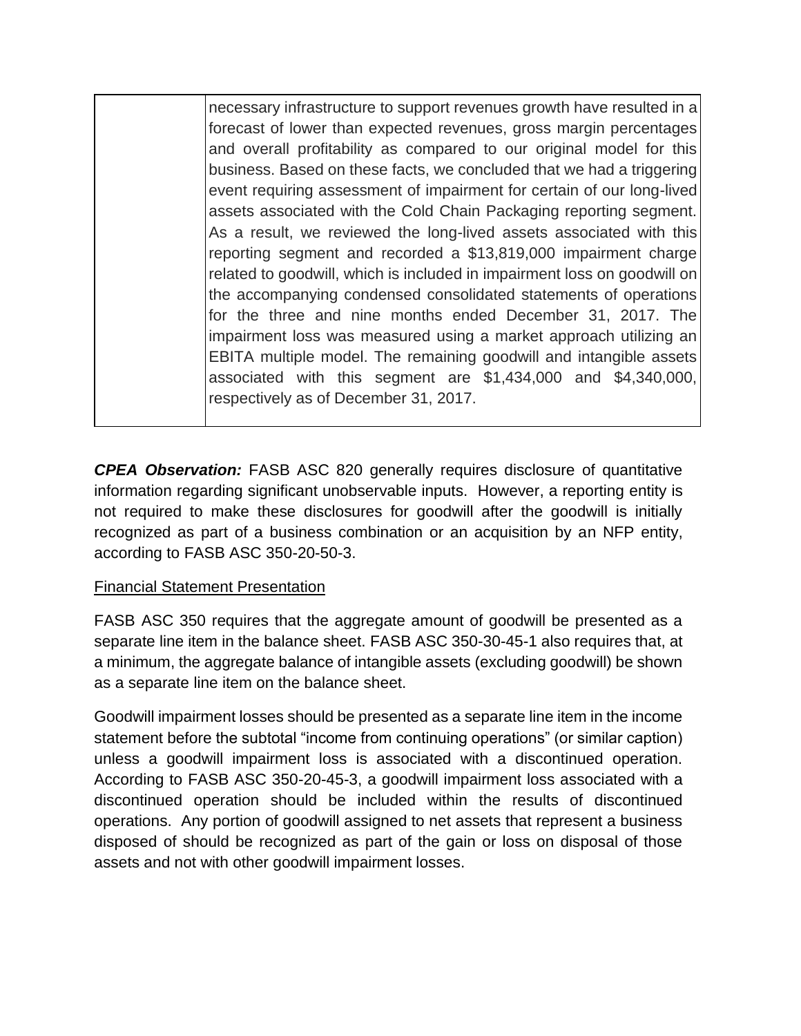| | necessary infrastructure to support revenues growth have resulted in a forecast of lower than expected revenues, gross margin percentages and overall profitability as compared to our original model for this business. Based on these facts, we concluded that we had a triggering event requiring assessment of impairment for certain of our long-lived assets associated with the Cold Chain Packaging reporting segment. As a result, we reviewed the long-lived assets associated with this reporting segment and recorded a $13,819,000 impairment charge related to goodwill, which is included in impairment loss on goodwill on the accompanying condensed consolidated statements of operations for the three and nine months ended December 31, 2017. The impairment loss was measured using a market approach utilizing an EBITA multiple model. The remaining goodwill and intangible assets associated with this segment are $1,434,000 and $4,340,000, respectively as of December 31, 2017. |
|---|---|

***CPEA Observation:*** FASB ASC 820 generally requires disclosure of quantitative information regarding significant unobservable inputs. However, a reporting entity is not required to make these disclosures for goodwill after the goodwill is initially recognized as part of a business combination or an acquisition by an NFP entity, according to FASB ASC 350-20-50-3.

<u>Financial Statement Presentation</u>

FASB ASC 350 requires that the aggregate amount of goodwill be presented as a separate line item in the balance sheet. FASB ASC 350-30-45-1 also requires that, at a minimum, the aggregate balance of intangible assets (excluding goodwill) be shown as a separate line item on the balance sheet.

Goodwill impairment losses should be presented as a separate line item in the income statement before the subtotal "income from continuing operations" (or similar caption) unless a goodwill impairment loss is associated with a discontinued operation. According to FASB ASC 350-20-45-3, a goodwill impairment loss associated with a discontinued operation should be included within the results of discontinued operations. Any portion of goodwill assigned to net assets that represent a business disposed of should be recognized as part of the gain or loss on disposal of those assets and not with other goodwill impairment losses.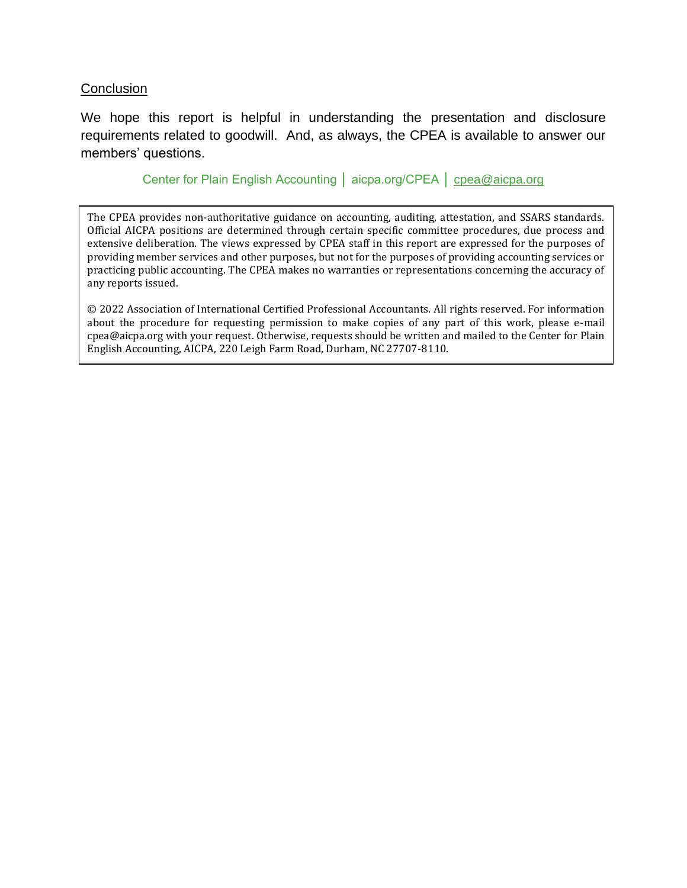## Conclusion

We hope this report is helpful in understanding the presentation and disclosure requirements related to goodwill. And, as always, the CPEA is available to answer our members' questions.

Center for Plain English Accounting │ aicpa.org/CPEA │ cpea@aicpa.org

The CPEA provides non-authoritative guidance on accounting, auditing, attestation, and SSARS standards. Official AICPA positions are determined through certain specific committee procedures, due process and extensive deliberation. The views expressed by CPEA staff in this report are expressed for the purposes of providing member services and other purposes, but not for the purposes of providing accounting services or practicing public accounting. The CPEA makes no warranties or representations concerning the accuracy of any reports issued.

© 2022 Association of International Certified Professional Accountants. All rights reserved. For information about the procedure for requesting permission to make copies of any part of this work, please e-mail cpea@aicpa.org with your request. Otherwise, requests should be written and mailed to the Center for Plain English Accounting, AICPA, 220 Leigh Farm Road, Durham, NC 27707-8110.